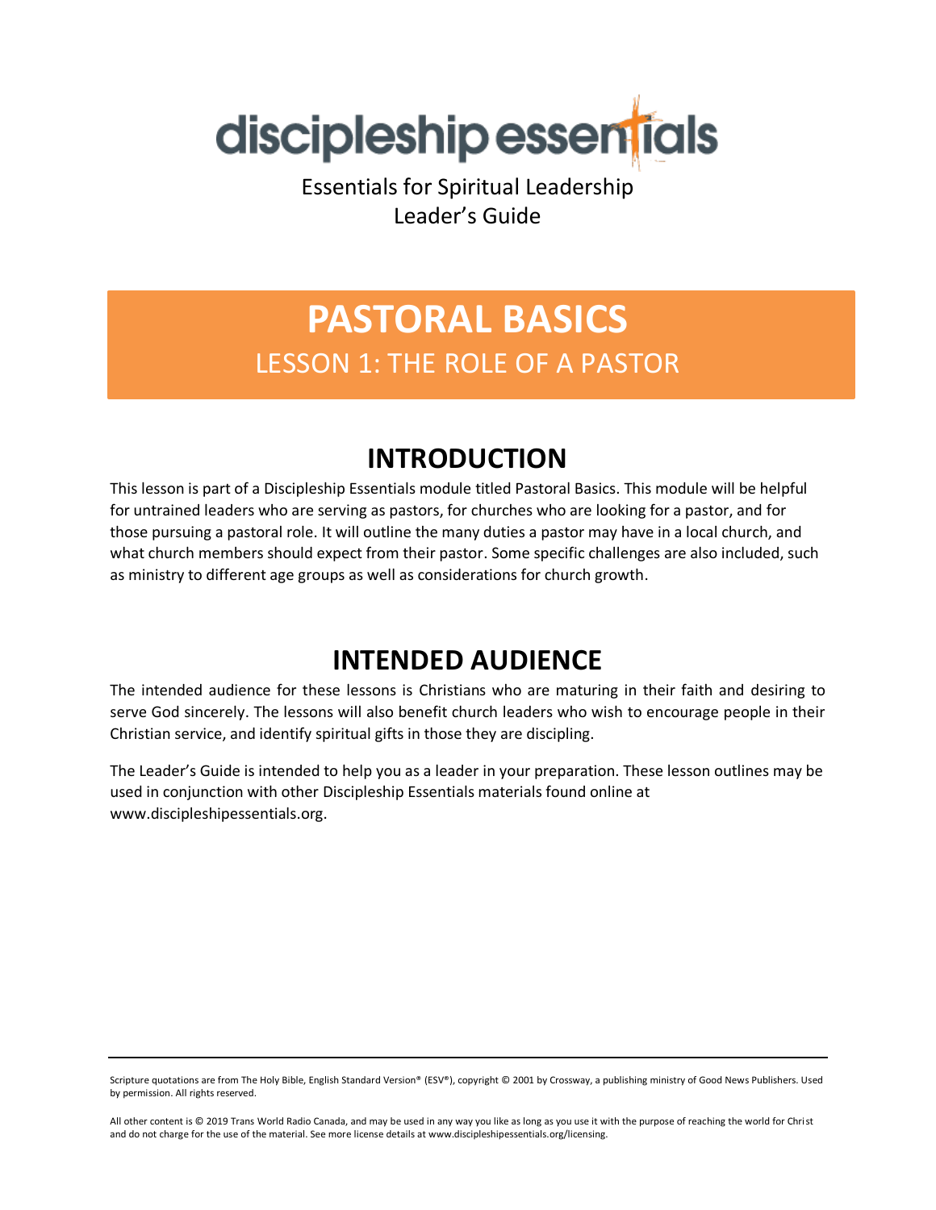discipleship essentials

Essentials for Spiritual Leadership
Leader's Guide

# PASTORAL BASICS

## LESSON 1: THE ROLE OF A PASTOR

## INTRODUCTION

This lesson is part of a Discipleship Essentials module titled Pastoral Basics. This module will be helpful for untrained leaders who are serving as pastors, for churches who are looking for a pastor, and for those pursuing a pastoral role. It will outline the many duties a pastor may have in a local church, and what church members should expect from their pastor. Some specific challenges are also included, such as ministry to different age groups as well as considerations for church growth.

## INTENDED AUDIENCE

The intended audience for these lessons is Christians who are maturing in their faith and desiring to serve God sincerely. The lessons will also benefit church leaders who wish to encourage people in their Christian service, and identify spiritual gifts in those they are discipling.

The Leader's Guide is intended to help you as a leader in your preparation. These lesson outlines may be used in conjunction with other Discipleship Essentials materials found online at www.discipleshipessentials.org.

---

Scripture quotations are from The Holy Bible, English Standard Version® (ESV®), copyright © 2001 by Crossway, a publishing ministry of Good News Publishers. Used by permission. All rights reserved.

All other content is © 2019 Trans World Radio Canada, and may be used in any way you like as long as you use it with the purpose of reaching the world for Christ and do not charge for the use of the material. See more license details at www.discipleshipessentials.org/licensing.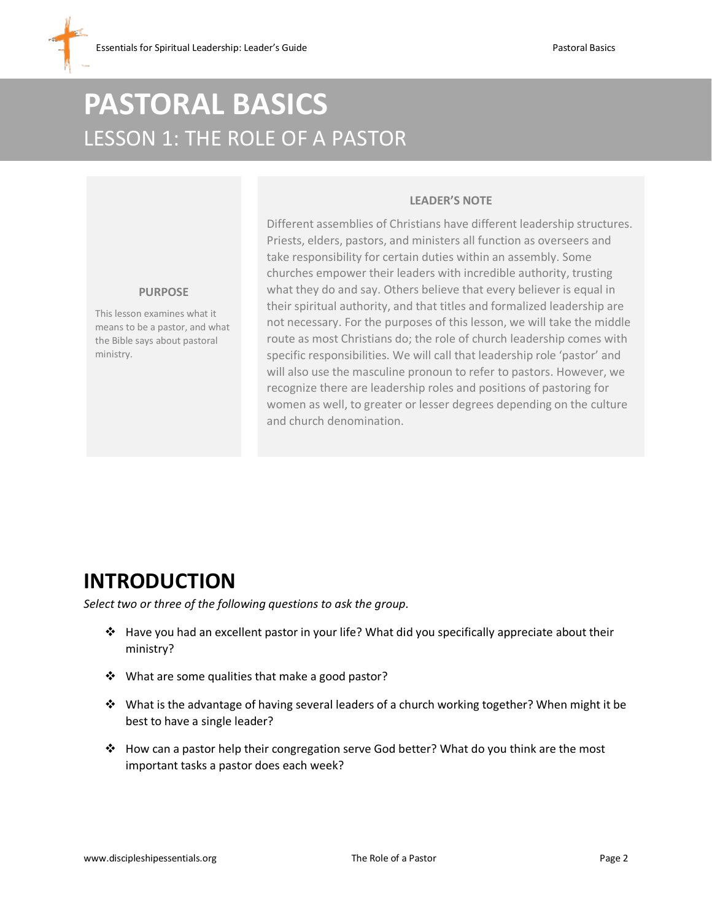# PASTORAL BASICS

## LESSON 1: THE ROLE OF A PASTOR

**PURPOSE**

This lesson examines what it means to be a pastor, and what the Bible says about pastoral ministry.

**LEADER'S NOTE**

Different assemblies of Christians have different leadership structures. Priests, elders, pastors, and ministers all function as overseers and take responsibility for certain duties within an assembly. Some churches empower their leaders with incredible authority, trusting what they do and say. Others believe that every believer is equal in their spiritual authority, and that titles and formalized leadership are not necessary. For the purposes of this lesson, we will take the middle route as most Christians do; the role of church leadership comes with specific responsibilities. We will call that leadership role 'pastor' and will also use the masculine pronoun to refer to pastors. However, we recognize there are leadership roles and positions of pastoring for women as well, to greater or lesser degrees depending on the culture and church denomination.

# INTRODUCTION

*Select two or three of the following questions to ask the group.*

- Have you had an excellent pastor in your life? What did you specifically appreciate about their ministry?
- What are some qualities that make a good pastor?
- What is the advantage of having several leaders of a church working together? When might it be best to have a single leader?
- How can a pastor help their congregation serve God better? What do you think are the most important tasks a pastor does each week?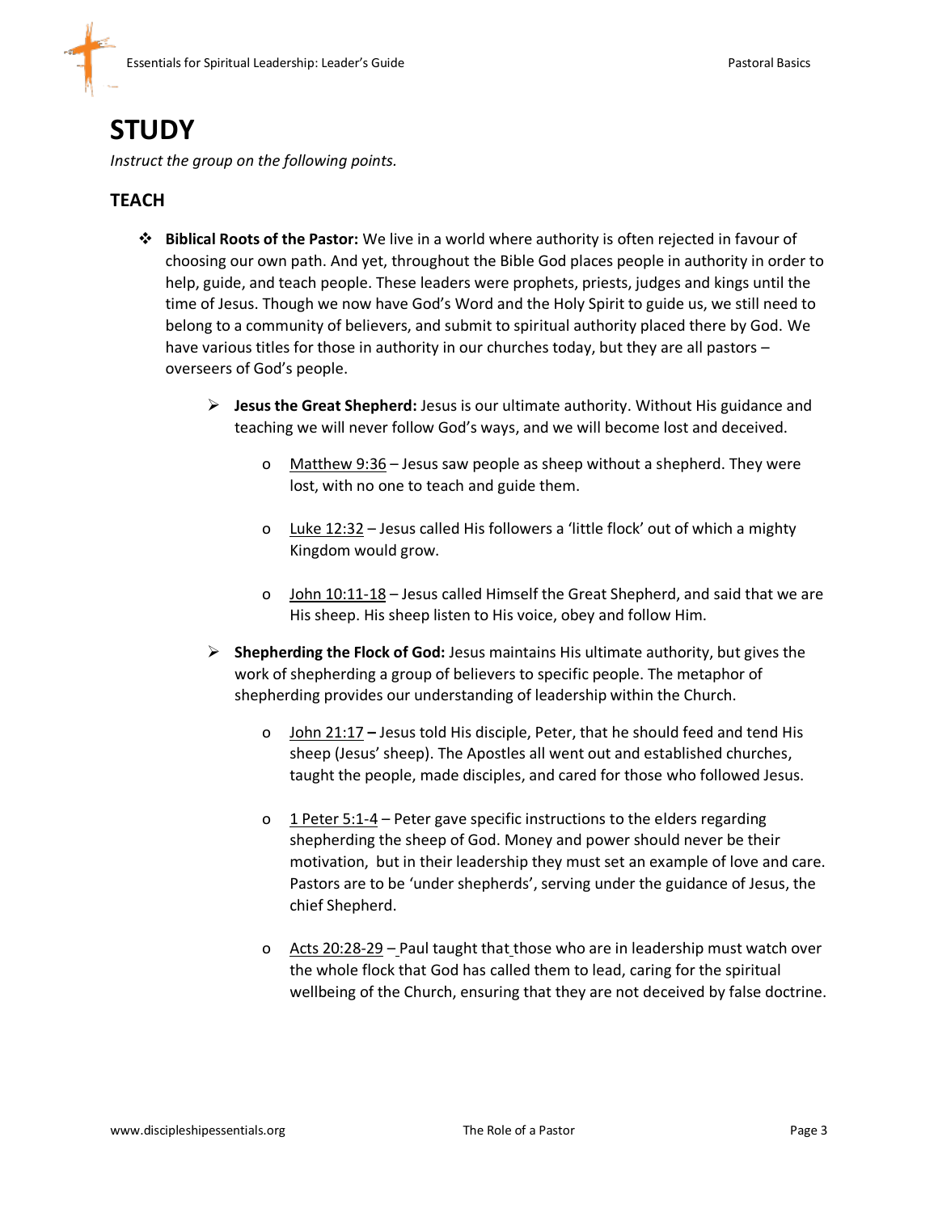# STUDY

*Instruct the group on the following points.*

## TEACH

- **Biblical Roots of the Pastor:** We live in a world where authority is often rejected in favour of choosing our own path. And yet, throughout the Bible God places people in authority in order to help, guide, and teach people. These leaders were prophets, priests, judges and kings until the time of Jesus. Though we now have God's Word and the Holy Spirit to guide us, we still need to belong to a community of believers, and submit to spiritual authority placed there by God. We have various titles for those in authority in our churches today, but they are all pastors – overseers of God's people.

  - **Jesus the Great Shepherd:** Jesus is our ultimate authority. Without His guidance and teaching we will never follow God's ways, and we will become lost and deceived.

    - Matthew 9:36 – Jesus saw people as sheep without a shepherd. They were lost, with no one to teach and guide them.

    - Luke 12:32 – Jesus called His followers a 'little flock' out of which a mighty Kingdom would grow.

    - John 10:11-18 – Jesus called Himself the Great Shepherd, and said that we are His sheep. His sheep listen to His voice, obey and follow Him.

  - **Shepherding the Flock of God:** Jesus maintains His ultimate authority, but gives the work of shepherding a group of believers to specific people. The metaphor of shepherding provides our understanding of leadership within the Church.

    - John 21:17 **–** Jesus told His disciple, Peter, that he should feed and tend His sheep (Jesus' sheep). The Apostles all went out and established churches, taught the people, made disciples, and cared for those who followed Jesus.

    - 1 Peter 5:1-4 – Peter gave specific instructions to the elders regarding shepherding the sheep of God. Money and power should never be their motivation, but in their leadership they must set an example of love and care. Pastors are to be 'under shepherds', serving under the guidance of Jesus, the chief Shepherd.

    - Acts 20:28-29 – Paul taught that those who are in leadership must watch over the whole flock that God has called them to lead, caring for the spiritual wellbeing of the Church, ensuring that they are not deceived by false doctrine.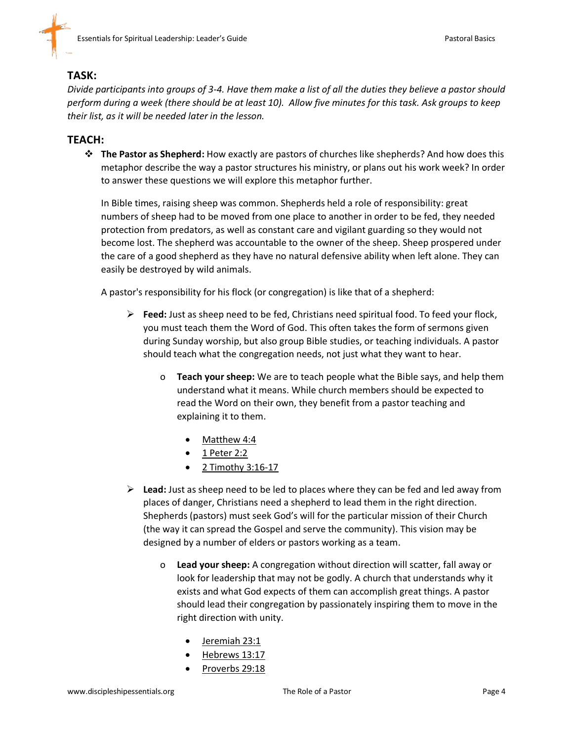## TASK:

*Divide participants into groups of 3-4. Have them make a list of all the duties they believe a pastor should perform during a week (there should be at least 10). Allow five minutes for this task. Ask groups to keep their list, as it will be needed later in the lesson.*

## TEACH:

- **The Pastor as Shepherd:** How exactly are pastors of churches like shepherds? And how does this metaphor describe the way a pastor structures his ministry, or plans out his work week? In order to answer these questions we will explore this metaphor further.

  In Bible times, raising sheep was common. Shepherds held a role of responsibility: great numbers of sheep had to be moved from one place to another in order to be fed, they needed protection from predators, as well as constant care and vigilant guarding so they would not become lost. The shepherd was accountable to the owner of the sheep. Sheep prospered under the care of a good shepherd as they have no natural defensive ability when left alone. They can easily be destroyed by wild animals.

  A pastor's responsibility for his flock (or congregation) is like that of a shepherd:

  - **Feed:** Just as sheep need to be fed, Christians need spiritual food. To feed your flock, you must teach them the Word of God. This often takes the form of sermons given during Sunday worship, but also group Bible studies, or teaching individuals. A pastor should teach what the congregation needs, not just what they want to hear.
    - **Teach your sheep:** We are to teach people what the Bible says, and help them understand what it means. While church members should be expected to read the Word on their own, they benefit from a pastor teaching and explaining it to them.
      - Matthew 4:4
      - 1 Peter 2:2
      - 2 Timothy 3:16-17
  - **Lead:** Just as sheep need to be led to places where they can be fed and led away from places of danger, Christians need a shepherd to lead them in the right direction. Shepherds (pastors) must seek God's will for the particular mission of their Church (the way it can spread the Gospel and serve the community). This vision may be designed by a number of elders or pastors working as a team.
    - **Lead your sheep:** A congregation without direction will scatter, fall away or look for leadership that may not be godly. A church that understands why it exists and what God expects of them can accomplish great things. A pastor should lead their congregation by passionately inspiring them to move in the right direction with unity.
      - Jeremiah 23:1
      - Hebrews 13:17
      - Proverbs 29:18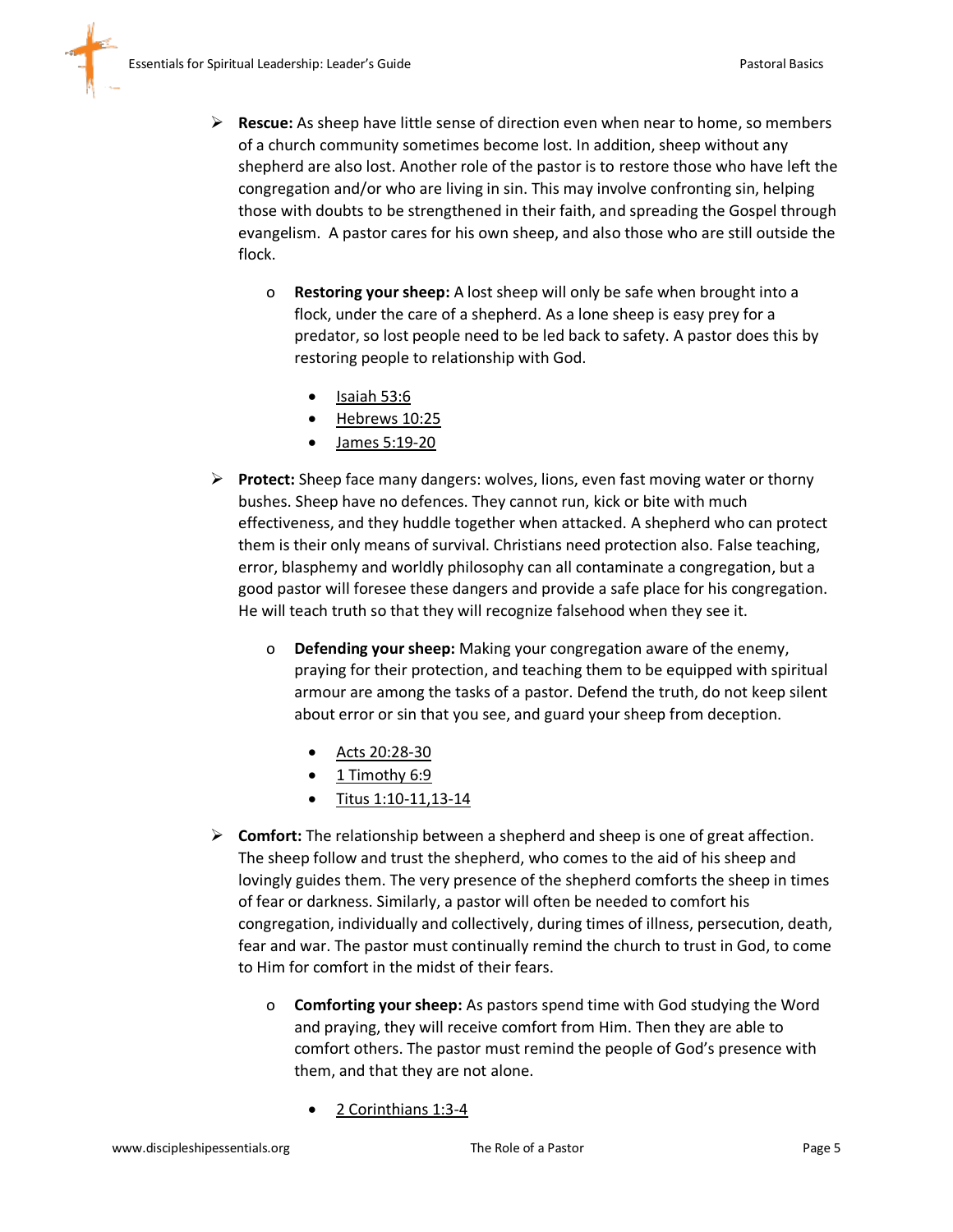- **Rescue:** As sheep have little sense of direction even when near to home, so members of a church community sometimes become lost. In addition, sheep without any shepherd are also lost. Another role of the pastor is to restore those who have left the congregation and/or who are living in sin. This may involve confronting sin, helping those with doubts to be strengthened in their faith, and spreading the Gospel through evangelism. A pastor cares for his own sheep, and also those who are still outside the flock.
    - **Restoring your sheep:** A lost sheep will only be safe when brought into a flock, under the care of a shepherd. As a lone sheep is easy prey for a predator, so lost people need to be led back to safety. A pastor does this by restoring people to relationship with God.
        - Isaiah 53:6
        - Hebrews 10:25
        - James 5:19-20
- **Protect:** Sheep face many dangers: wolves, lions, even fast moving water or thorny bushes. Sheep have no defences. They cannot run, kick or bite with much effectiveness, and they huddle together when attacked. A shepherd who can protect them is their only means of survival. Christians need protection also. False teaching, error, blasphemy and worldly philosophy can all contaminate a congregation, but a good pastor will foresee these dangers and provide a safe place for his congregation. He will teach truth so that they will recognize falsehood when they see it.
    - **Defending your sheep:** Making your congregation aware of the enemy, praying for their protection, and teaching them to be equipped with spiritual armour are among the tasks of a pastor. Defend the truth, do not keep silent about error or sin that you see, and guard your sheep from deception.
        - Acts 20:28-30
        - 1 Timothy 6:9
        - Titus 1:10-11,13-14
- **Comfort:** The relationship between a shepherd and sheep is one of great affection. The sheep follow and trust the shepherd, who comes to the aid of his sheep and lovingly guides them. The very presence of the shepherd comforts the sheep in times of fear or darkness. Similarly, a pastor will often be needed to comfort his congregation, individually and collectively, during times of illness, persecution, death, fear and war. The pastor must continually remind the church to trust in God, to come to Him for comfort in the midst of their fears.
    - **Comforting your sheep:** As pastors spend time with God studying the Word and praying, they will receive comfort from Him. Then they are able to comfort others. The pastor must remind the people of God's presence with them, and that they are not alone.
        - 2 Corinthians 1:3-4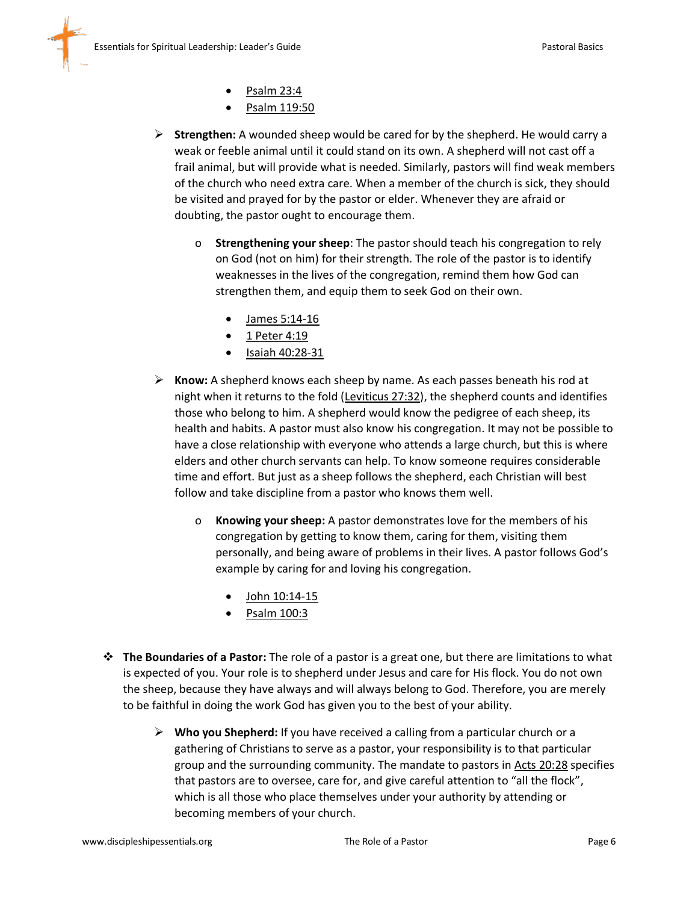- Psalm 23:4
        - Psalm 119:50

  - **Strengthen:** A wounded sheep would be cared for by the shepherd. He would carry a weak or feeble animal until it could stand on its own. A shepherd will not cast off a frail animal, but will provide what is needed. Similarly, pastors will find weak members of the church who need extra care. When a member of the church is sick, they should be visited and prayed for by the pastor or elder. Whenever they are afraid or doubting, the pastor ought to encourage them.

    - **Strengthening your sheep**: The pastor should teach his congregation to rely on God (not on him) for their strength. The role of the pastor is to identify weaknesses in the lives of the congregation, remind them how God can strengthen them, and equip them to seek God on their own.

      - James 5:14-16
      - 1 Peter 4:19
      - Isaiah 40:28-31

  - **Know:** A shepherd knows each sheep by name. As each passes beneath his rod at night when it returns to the fold (Leviticus 27:32), the shepherd counts and identifies those who belong to him. A shepherd would know the pedigree of each sheep, its health and habits. A pastor must also know his congregation. It may not be possible to have a close relationship with everyone who attends a large church, but this is where elders and other church servants can help. To know someone requires considerable time and effort. But just as a sheep follows the shepherd, each Christian will best follow and take discipline from a pastor who knows them well.

    - **Knowing your sheep:** A pastor demonstrates love for the members of his congregation by getting to know them, caring for them, visiting them personally, and being aware of problems in their lives. A pastor follows God's example by caring for and loving his congregation.

      - John 10:14-15
      - Psalm 100:3

- **The Boundaries of a Pastor:** The role of a pastor is a great one, but there are limitations to what is expected of you. Your role is to shepherd under Jesus and care for His flock. You do not own the sheep, because they have always and will always belong to God. Therefore, you are merely to be faithful in doing the work God has given you to the best of your ability.

  - **Who you Shepherd:** If you have received a calling from a particular church or a gathering of Christians to serve as a pastor, your responsibility is to that particular group and the surrounding community. The mandate to pastors in Acts 20:28 specifies that pastors are to oversee, care for, and give careful attention to "all the flock", which is all those who place themselves under your authority by attending or becoming members of your church.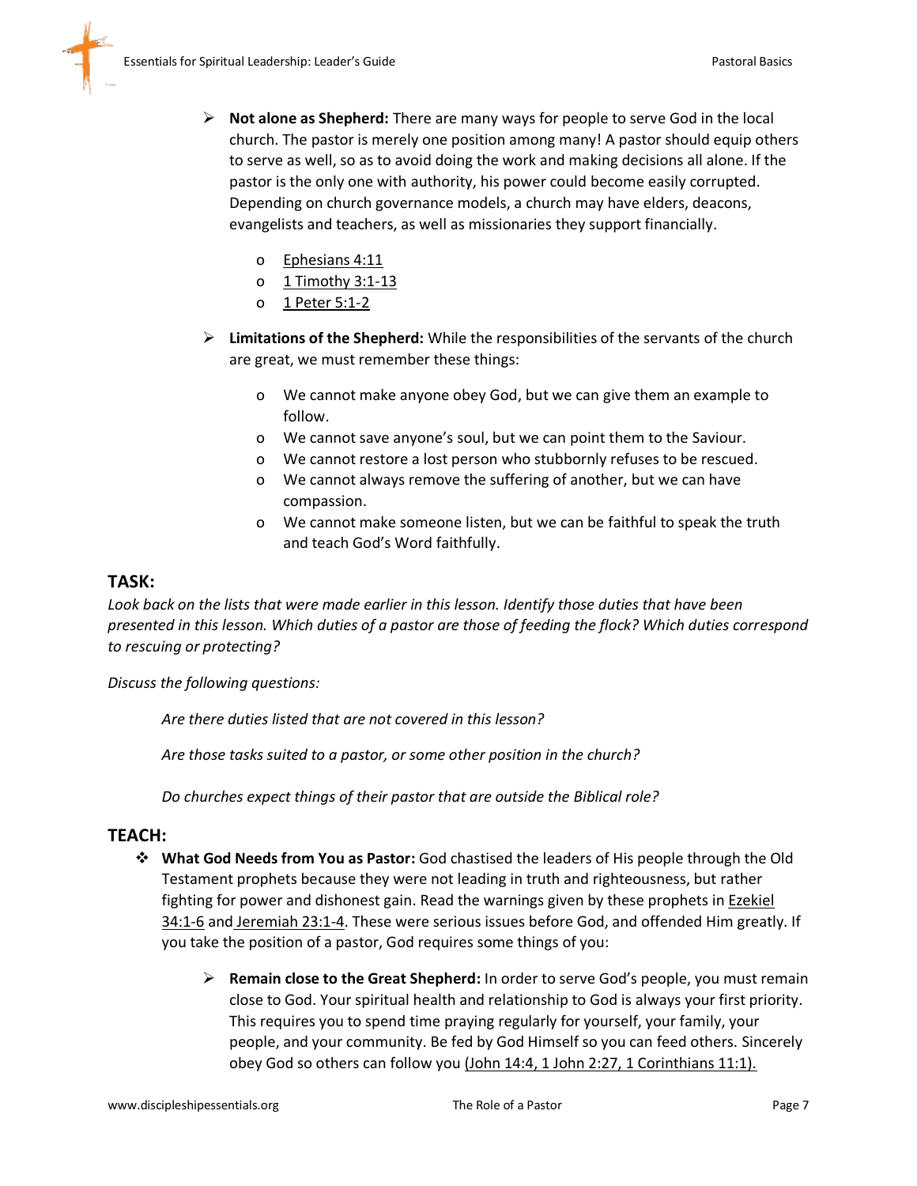- **Not alone as Shepherd:** There are many ways for people to serve God in the local church. The pastor is merely one position among many! A pastor should equip others to serve as well, so as to avoid doing the work and making decisions all alone. If the pastor is the only one with authority, his power could become easily corrupted. Depending on church governance models, a church may have elders, deacons, evangelists and teachers, as well as missionaries they support financially.
  - Ephesians 4:11
  - 1 Timothy 3:1-13
  - 1 Peter 5:1-2
- **Limitations of the Shepherd:** While the responsibilities of the servants of the church are great, we must remember these things:
  - We cannot make anyone obey God, but we can give them an example to follow.
  - We cannot save anyone's soul, but we can point them to the Saviour.
  - We cannot restore a lost person who stubbornly refuses to be rescued.
  - We cannot always remove the suffering of another, but we can have compassion.
  - We cannot make someone listen, but we can be faithful to speak the truth and teach God's Word faithfully.

## TASK:

*Look back on the lists that were made earlier in this lesson. Identify those duties that have been presented in this lesson. Which duties of a pastor are those of feeding the flock? Which duties correspond to rescuing or protecting?*

*Discuss the following questions:*

*Are there duties listed that are not covered in this lesson?*

*Are those tasks suited to a pastor, or some other position in the church?*

*Do churches expect things of their pastor that are outside the Biblical role?*

## TEACH:

- **What God Needs from You as Pastor:** God chastised the leaders of His people through the Old Testament prophets because they were not leading in truth and righteousness, but rather fighting for power and dishonest gain. Read the warnings given by these prophets in Ezekiel 34:1-6 and Jeremiah 23:1-4. These were serious issues before God, and offended Him greatly. If you take the position of a pastor, God requires some things of you:
  - **Remain close to the Great Shepherd:** In order to serve God's people, you must remain close to God. Your spiritual health and relationship to God is always your first priority. This requires you to spend time praying regularly for yourself, your family, your people, and your community. Be fed by God Himself so you can feed others. Sincerely obey God so others can follow you (John 14:4, 1 John 2:27, 1 Corinthians 11:1).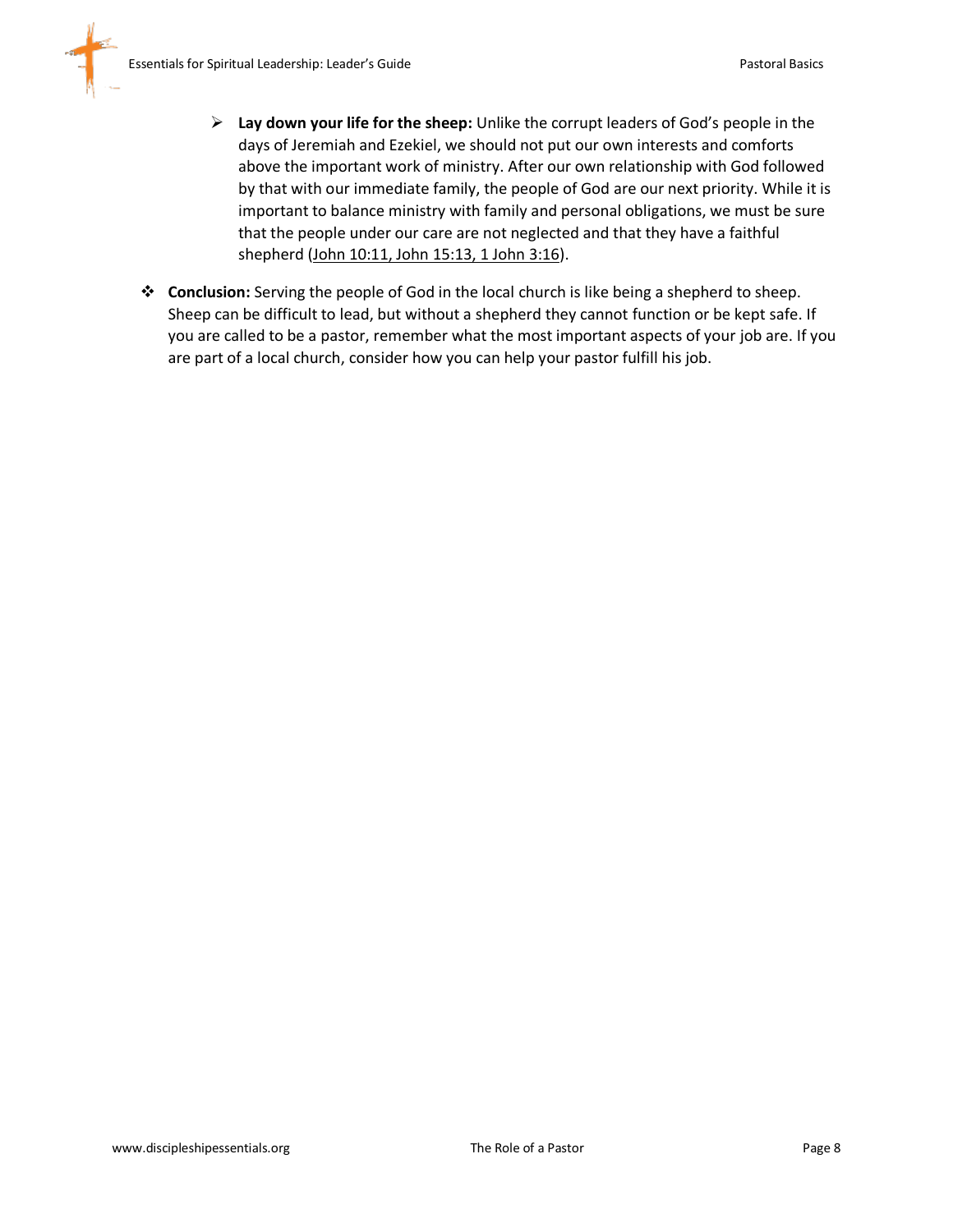- **Lay down your life for the sheep:** Unlike the corrupt leaders of God's people in the days of Jeremiah and Ezekiel, we should not put our own interests and comforts above the important work of ministry. After our own relationship with God followed by that with our immediate family, the people of God are our next priority. While it is important to balance ministry with family and personal obligations, we must be sure that the people under our care are not neglected and that they have a faithful shepherd (John 10:11, John 15:13, 1 John 3:16).

- **Conclusion:** Serving the people of God in the local church is like being a shepherd to sheep. Sheep can be difficult to lead, but without a shepherd they cannot function or be kept safe. If you are called to be a pastor, remember what the most important aspects of your job are. If you are part of a local church, consider how you can help your pastor fulfill his job.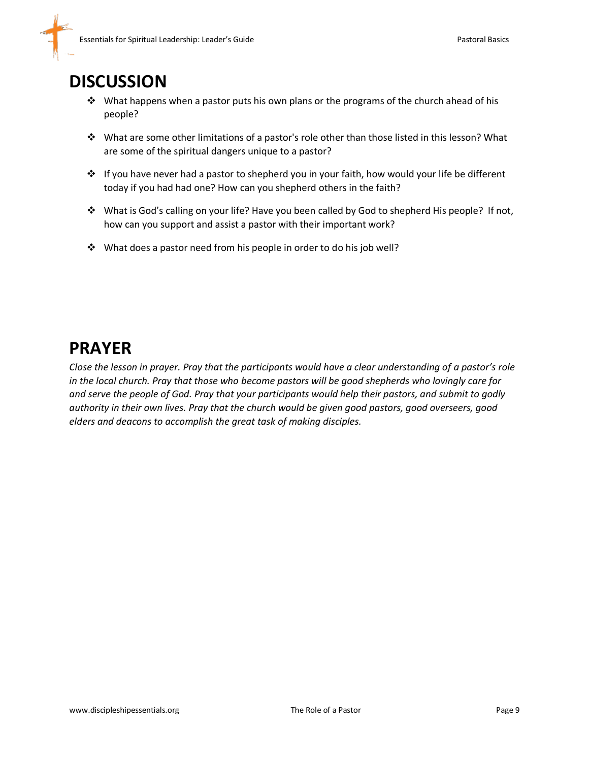# DISCUSSION

- What happens when a pastor puts his own plans or the programs of the church ahead of his people?
- What are some other limitations of a pastor's role other than those listed in this lesson? What are some of the spiritual dangers unique to a pastor?
- If you have never had a pastor to shepherd you in your faith, how would your life be different today if you had had one? How can you shepherd others in the faith?
- What is God's calling on your life? Have you been called by God to shepherd His people? If not, how can you support and assist a pastor with their important work?
- What does a pastor need from his people in order to do his job well?

# PRAYER

*Close the lesson in prayer. Pray that the participants would have a clear understanding of a pastor's role in the local church. Pray that those who become pastors will be good shepherds who lovingly care for and serve the people of God. Pray that your participants would help their pastors, and submit to godly authority in their own lives. Pray that the church would be given good pastors, good overseers, good elders and deacons to accomplish the great task of making disciples.*